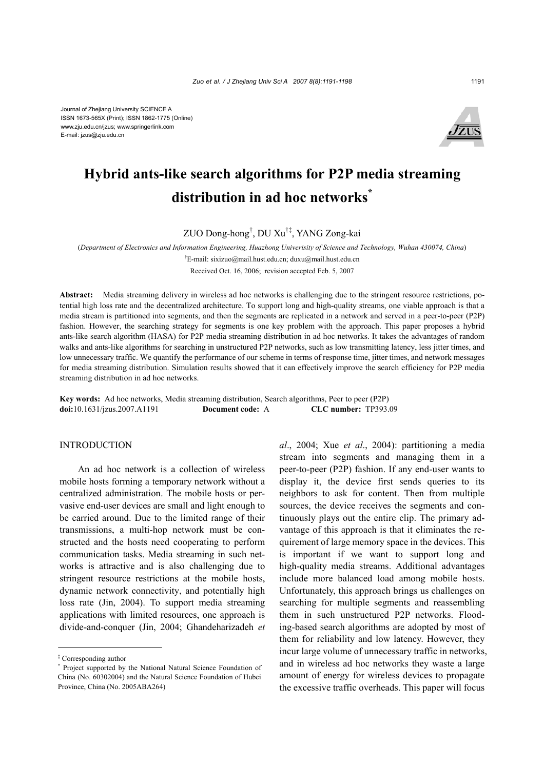Journal of Zhejiang University SCIENCE A
ISSN 1673-565X (Print); ISSN 1862-1775 (Online)
www.zju.edu.cn/jzus; www.springerlink.com
E-mail: jzus@zju.edu.cn

# Hybrid ants-like search algorithms for P2P media streaming distribution in ad hoc networks*

ZUO Dong-hong†, DU Xu†‡, YANG Zong-kai

(*Department of Electronics and Information Engineering, Huazhong Univerisity of Science and Technology, Wuhan 430074, China*)

†E-mail: sixizuo@mail.hust.edu.cn; duxu@mail.hust.edu.cn

Received Oct. 16, 2006; revision accepted Feb. 5, 2007

**Abstract:** Media streaming delivery in wireless ad hoc networks is challenging due to the stringent resource restrictions, potential high loss rate and the decentralized architecture. To support long and high-quality streams, one viable approach is that a media stream is partitioned into segments, and then the segments are replicated in a network and served in a peer-to-peer (P2P) fashion. However, the searching strategy for segments is one key problem with the approach. This paper proposes a hybrid ants-like search algorithm (HASA) for P2P media streaming distribution in ad hoc networks. It takes the advantages of random walks and ants-like algorithms for searching in unstructured P2P networks, such as low transmitting latency, less jitter times, and low unnecessary traffic. We quantify the performance of our scheme in terms of response time, jitter times, and network messages for media streaming distribution. Simulation results showed that it can effectively improve the search efficiency for P2P media streaming distribution in ad hoc networks.

**Key words:** Ad hoc networks, Media streaming distribution, Search algorithms, Peer to peer (P2P)
**doi:**10.1631/jzus.2007.A1191 **Document code:** A **CLC number:** TP393.09

## INTRODUCTION

An ad hoc network is a collection of wireless mobile hosts forming a temporary network without a centralized administration. The mobile hosts or pervasive end-user devices are small and light enough to be carried around. Due to the limited range of their transmissions, a multi-hop network must be constructed and the hosts need cooperating to perform communication tasks. Media streaming in such networks is attractive and is also challenging due to stringent resource restrictions at the mobile hosts, dynamic network connectivity, and potentially high loss rate (Jin, 2004). To support media streaming applications with limited resources, one approach is divide-and-conquer (Jin, 2004; Ghandeharizadeh *et al*., 2004; Xue *et al*., 2004): partitioning a media stream into segments and managing them in a peer-to-peer (P2P) fashion. If any end-user wants to display it, the device first sends queries to its neighbors to ask for content. Then from multiple sources, the device receives the segments and continuously plays out the entire clip. The primary advantage of this approach is that it eliminates the requirement of large memory space in the devices. This is important if we want to support long and high-quality media streams. Additional advantages include more balanced load among mobile hosts. Unfortunately, this approach brings us challenges on searching for multiple segments and reassembling them in such unstructured P2P networks. Flooding-based search algorithms are adopted by most of them for reliability and low latency. However, they incur large volume of unnecessary traffic in networks, and in wireless ad hoc networks they waste a large amount of energy for wireless devices to propagate the excessive traffic overheads. This paper will focus

‡ Corresponding author
\* Project supported by the National Natural Science Foundation of China (No. 60302004) and the Natural Science Foundation of Hubei Province, China (No. 2005ABA264)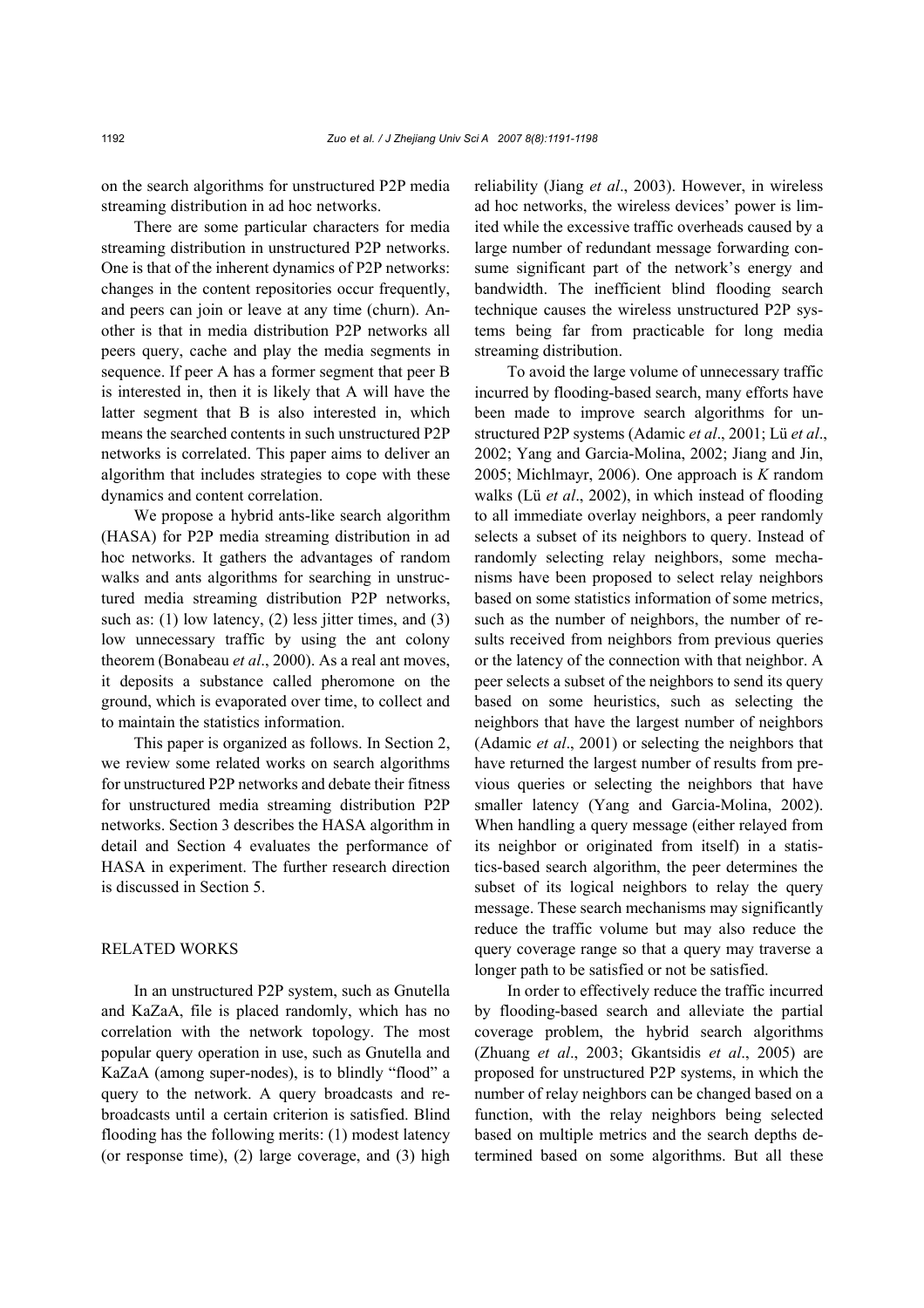on the search algorithms for unstructured P2P media streaming distribution in ad hoc networks.

There are some particular characters for media streaming distribution in unstructured P2P networks. One is that of the inherent dynamics of P2P networks: changes in the content repositories occur frequently, and peers can join or leave at any time (churn). Another is that in media distribution P2P networks all peers query, cache and play the media segments in sequence. If peer A has a former segment that peer B is interested in, then it is likely that A will have the latter segment that B is also interested in, which means the searched contents in such unstructured P2P networks is correlated. This paper aims to deliver an algorithm that includes strategies to cope with these dynamics and content correlation.

We propose a hybrid ants-like search algorithm (HASA) for P2P media streaming distribution in ad hoc networks. It gathers the advantages of random walks and ants algorithms for searching in unstructured media streaming distribution P2P networks, such as: (1) low latency, (2) less jitter times, and (3) low unnecessary traffic by using the ant colony theorem (Bonabeau *et al*., 2000). As a real ant moves, it deposits a substance called pheromone on the ground, which is evaporated over time, to collect and to maintain the statistics information.

This paper is organized as follows. In Section 2, we review some related works on search algorithms for unstructured P2P networks and debate their fitness for unstructured media streaming distribution P2P networks. Section 3 describes the HASA algorithm in detail and Section 4 evaluates the performance of HASA in experiment. The further research direction is discussed in Section 5.

## RELATED WORKS

In an unstructured P2P system, such as Gnutella and KaZaA, file is placed randomly, which has no correlation with the network topology. The most popular query operation in use, such as Gnutella and KaZaA (among super-nodes), is to blindly "flood" a query to the network. A query broadcasts and rebroadcasts until a certain criterion is satisfied. Blind flooding has the following merits: (1) modest latency (or response time), (2) large coverage, and (3) high reliability (Jiang *et al*., 2003). However, in wireless ad hoc networks, the wireless devices' power is limited while the excessive traffic overheads caused by a large number of redundant message forwarding consume significant part of the network's energy and bandwidth. The inefficient blind flooding search technique causes the wireless unstructured P2P systems being far from practicable for long media streaming distribution.

To avoid the large volume of unnecessary traffic incurred by flooding-based search, many efforts have been made to improve search algorithms for unstructured P2P systems (Adamic *et al*., 2001; Lü *et al*., 2002; Yang and Garcia-Molina, 2002; Jiang and Jin, 2005; Michlmayr, 2006). One approach is *K* random walks (Lü *et al*., 2002), in which instead of flooding to all immediate overlay neighbors, a peer randomly selects a subset of its neighbors to query. Instead of randomly selecting relay neighbors, some mechanisms have been proposed to select relay neighbors based on some statistics information of some metrics, such as the number of neighbors, the number of results received from neighbors from previous queries or the latency of the connection with that neighbor. A peer selects a subset of the neighbors to send its query based on some heuristics, such as selecting the neighbors that have the largest number of neighbors (Adamic *et al*., 2001) or selecting the neighbors that have returned the largest number of results from previous queries or selecting the neighbors that have smaller latency (Yang and Garcia-Molina, 2002). When handling a query message (either relayed from its neighbor or originated from itself) in a statistics-based search algorithm, the peer determines the subset of its logical neighbors to relay the query message. These search mechanisms may significantly reduce the traffic volume but may also reduce the query coverage range so that a query may traverse a longer path to be satisfied or not be satisfied.

In order to effectively reduce the traffic incurred by flooding-based search and alleviate the partial coverage problem, the hybrid search algorithms (Zhuang *et al*., 2003; Gkantsidis *et al*., 2005) are proposed for unstructured P2P systems, in which the number of relay neighbors can be changed based on a function, with the relay neighbors being selected based on multiple metrics and the search depths determined based on some algorithms. But all these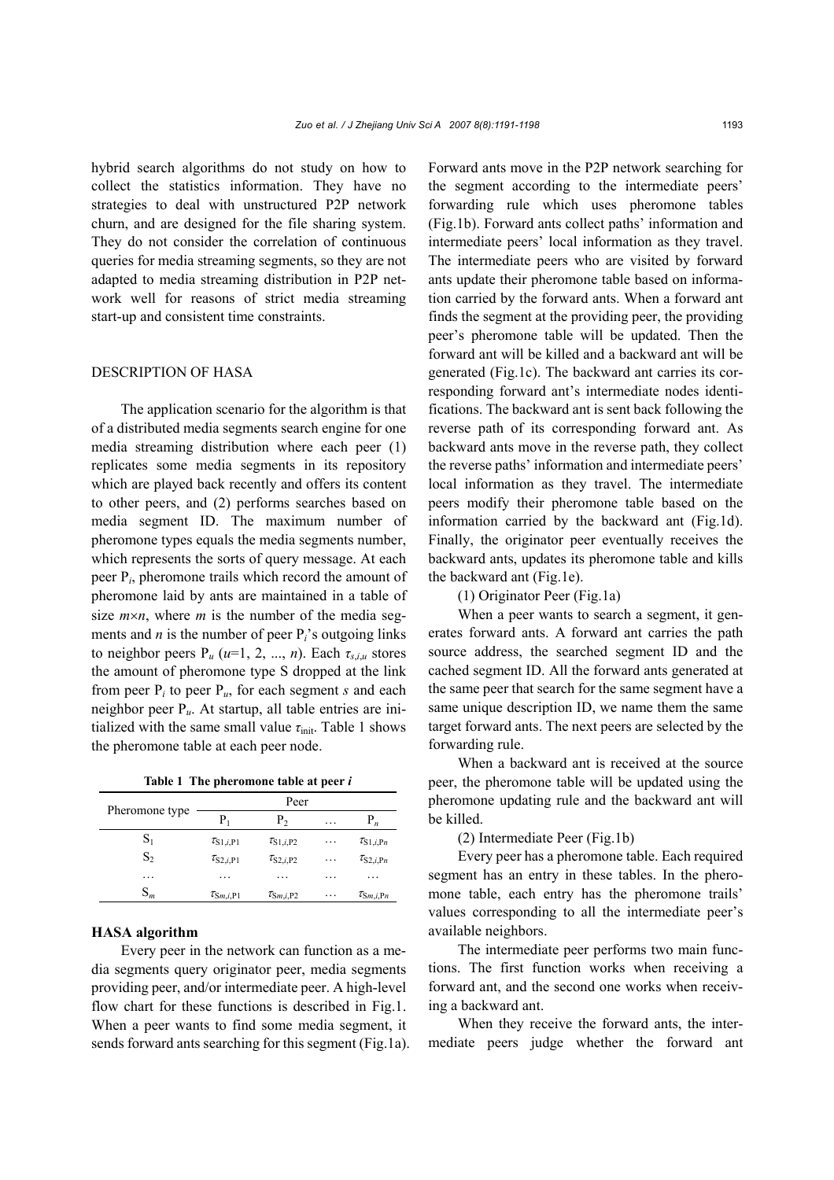hybrid search algorithms do not study on how to collect the statistics information. They have no strategies to deal with unstructured P2P network churn, and are designed for the file sharing system. They do not consider the correlation of continuous queries for media streaming segments, so they are not adapted to media streaming distribution in P2P network well for reasons of strict media streaming start-up and consistent time constraints.

## DESCRIPTION OF HASA

The application scenario for the algorithm is that of a distributed media segments search engine for one media streaming distribution where each peer (1) replicates some media segments in its repository which are played back recently and offers its content to other peers, and (2) performs searches based on media segment ID. The maximum number of pheromone types equals the media segments number, which represents the sorts of query message. At each peer $P_i$, pheromone trails which record the amount of pheromone laid by ants are maintained in a table of size $m \times n$, where $m$ is the number of the media segments and $n$ is the number of peer $P_i$'s outgoing links to neighbor peers $P_u$ ($u$=1, 2, ..., $n$). Each $\tau_{s,i,u}$ stores the amount of pheromone type S dropped at the link from peer $P_i$ to peer $P_u$, for each segment $s$ and each neighbor peer $P_u$. At startup, all table entries are initialized with the same small value $\tau_{\text{init}}$. Table 1 shows the pheromone table at each peer node.

**Table 1 The pheromone table at peer *i***

| Pheromone type | Peer | | | |
|---|---|---|---|---|
| | $P_1$ | $P_2$ | … | $P_n$ |
| $S_1$ | $\tau_{S1,i,P1}$ | $\tau_{S1,i,P2}$ | … | $\tau_{S1,i,Pn}$ |
| $S_2$ | $\tau_{S2,i,P1}$ | $\tau_{S2,i,P2}$ | … | $\tau_{S2,i,Pn}$ |
| … | … | … | … | … |
| $S_m$ | $\tau_{Sm,i,P1}$ | $\tau_{Sm,i,P2}$ | … | $\tau_{Sm,i,Pn}$ |

### HASA algorithm

Every peer in the network can function as a media segments query originator peer, media segments providing peer, and/or intermediate peer. A high-level flow chart for these functions is described in Fig.1. When a peer wants to find some media segment, it sends forward ants searching for this segment (Fig.1a). Forward ants move in the P2P network searching for the segment according to the intermediate peers' forwarding rule which uses pheromone tables (Fig.1b). Forward ants collect paths' information and intermediate peers' local information as they travel. The intermediate peers who are visited by forward ants update their pheromone table based on information carried by the forward ants. When a forward ant finds the segment at the providing peer, the providing peer's pheromone table will be updated. Then the forward ant will be killed and a backward ant will be generated (Fig.1c). The backward ant carries its corresponding forward ant's intermediate nodes identifications. The backward ant is sent back following the reverse path of its corresponding forward ant. As backward ants move in the reverse path, they collect the reverse paths' information and intermediate peers' local information as they travel. The intermediate peers modify their pheromone table based on the information carried by the backward ant (Fig.1d). Finally, the originator peer eventually receives the backward ants, updates its pheromone table and kills the backward ant (Fig.1e).

(1) Originator Peer (Fig.1a)

When a peer wants to search a segment, it generates forward ants. A forward ant carries the path source address, the searched segment ID and the cached segment ID. All the forward ants generated at the same peer that search for the same segment have a same unique description ID, we name them the same target forward ants. The next peers are selected by the forwarding rule.

When a backward ant is received at the source peer, the pheromone table will be updated using the pheromone updating rule and the backward ant will be killed.

(2) Intermediate Peer (Fig.1b)

Every peer has a pheromone table. Each required segment has an entry in these tables. In the pheromone table, each entry has the pheromone trails' values corresponding to all the intermediate peer's available neighbors.

The intermediate peer performs two main functions. The first function works when receiving a forward ant, and the second one works when receiving a backward ant.

When they receive the forward ants, the intermediate peers judge whether the forward ant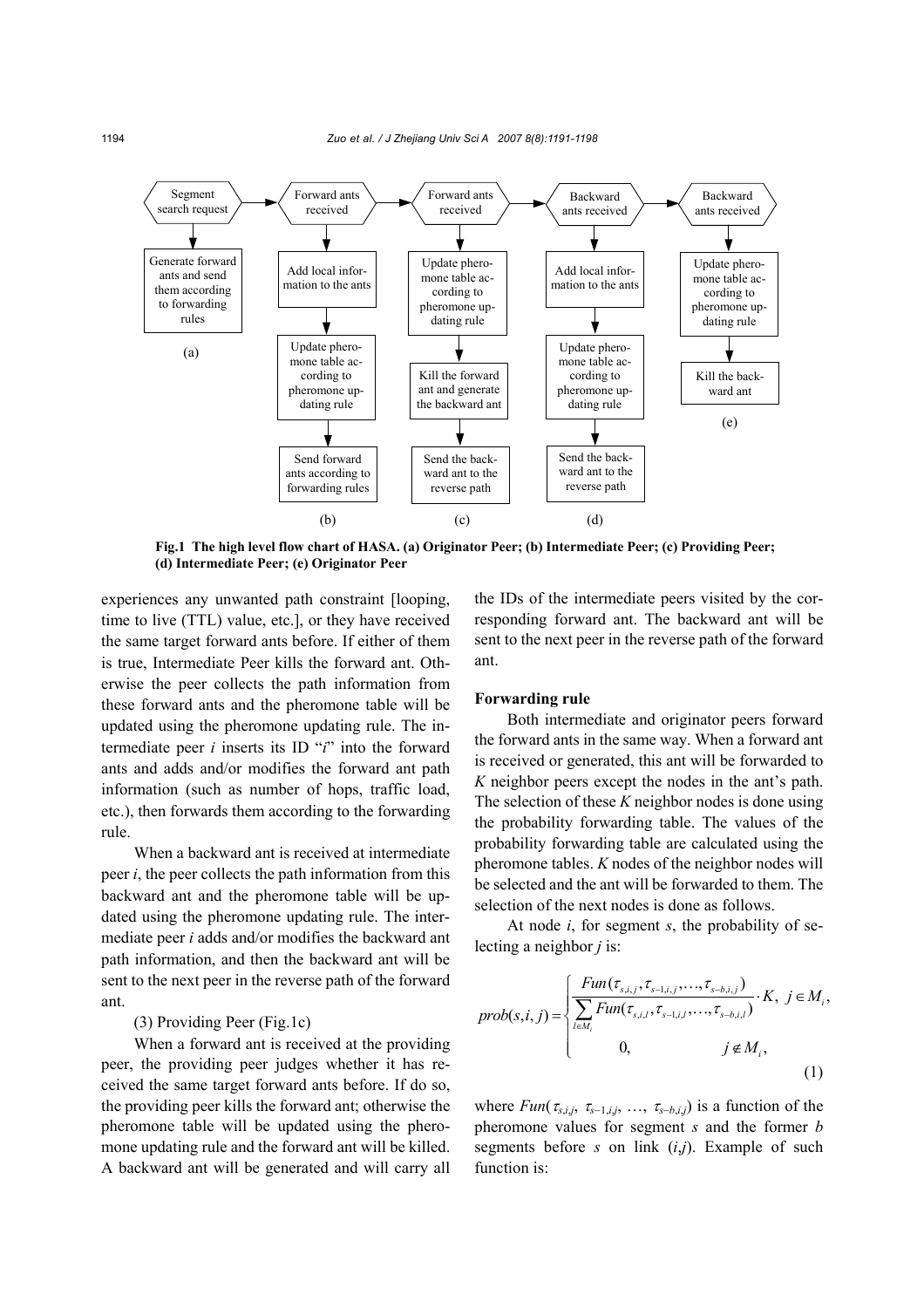(a) Segment search request → Generate forward ants and send them according to forwarding rules

(b) Forward ants received → Add local information to the ants → Update pheromone table according to pheromone updating rule → Send forward ants according to forwarding rules

(c) Forward ants received → Update pheromone table according to pheromone updating rule → Kill the forward ant and generate the backward ant → Send the backward ant to the reverse path

(d) Backward ants received → Add local information to the ants → Update pheromone table according to pheromone updating rule → Send the backward ant to the reverse path

(e) Backward ants received → Update pheromone table according to pheromone updating rule → Kill the backward ant

**Fig.1 The high level flow chart of HASA. (a) Originator Peer; (b) Intermediate Peer; (c) Providing Peer; (d) Intermediate Peer; (e) Originator Peer**

experiences any unwanted path constraint [looping, time to live (TTL) value, etc.], or they have received the same target forward ants before. If either of them is true, Intermediate Peer kills the forward ant. Otherwise the peer collects the path information from these forward ants and the pheromone table will be updated using the pheromone updating rule. The intermediate peer $i$ inserts its ID "$i$" into the forward ants and adds and/or modifies the forward ant path information (such as number of hops, traffic load, etc.), then forwards them according to the forwarding rule.

When a backward ant is received at intermediate peer $i$, the peer collects the path information from this backward ant and the pheromone table will be updated using the pheromone updating rule. The intermediate peer $i$ adds and/or modifies the backward ant path information, and then the backward ant will be sent to the next peer in the reverse path of the forward ant.

(3) Providing Peer (Fig.1c)

When a forward ant is received at the providing peer, the providing peer judges whether it has received the same target forward ants before. If do so, the providing peer kills the forward ant; otherwise the pheromone table will be updated using the pheromone updating rule and the forward ant will be killed. A backward ant will be generated and will carry all the IDs of the intermediate peers visited by the corresponding forward ant. The backward ant will be sent to the next peer in the reverse path of the forward ant.

#### Forwarding rule

Both intermediate and originator peers forward the forward ants in the same way. When a forward ant is received or generated, this ant will be forwarded to $K$ neighbor peers except the nodes in the ant's path. The selection of these $K$ neighbor nodes is done using the probability forwarding table. The values of the probability forwarding table are calculated using the pheromone tables. $K$ nodes of the neighbor nodes will be selected and the ant will be forwarded to them. The selection of the next nodes is done as follows.

At node $i$, for segment $s$, the probability of selecting a neighbor $j$ is:

$$prob(s,i,j)=\begin{cases}\dfrac{Fun(\tau_{s,i,j},\tau_{s-1,i,j},\ldots,\tau_{s-b,i,j})}{\sum\limits_{l\in M_i}Fun(\tau_{s,i,l},\tau_{s-1,i,l},\ldots,\tau_{s-b,i,l})}\cdot K, & j\in M_i,\\ 0, & j\notin M_i,\end{cases} \tag{1}$$

where $Fun(\tau_{s,i,j}, \tau_{s-1,i,j}, \ldots, \tau_{s-b,i,j})$ is a function of the pheromone values for segment $s$ and the former $b$ segments before $s$ on link $(i,j)$. Example of such function is: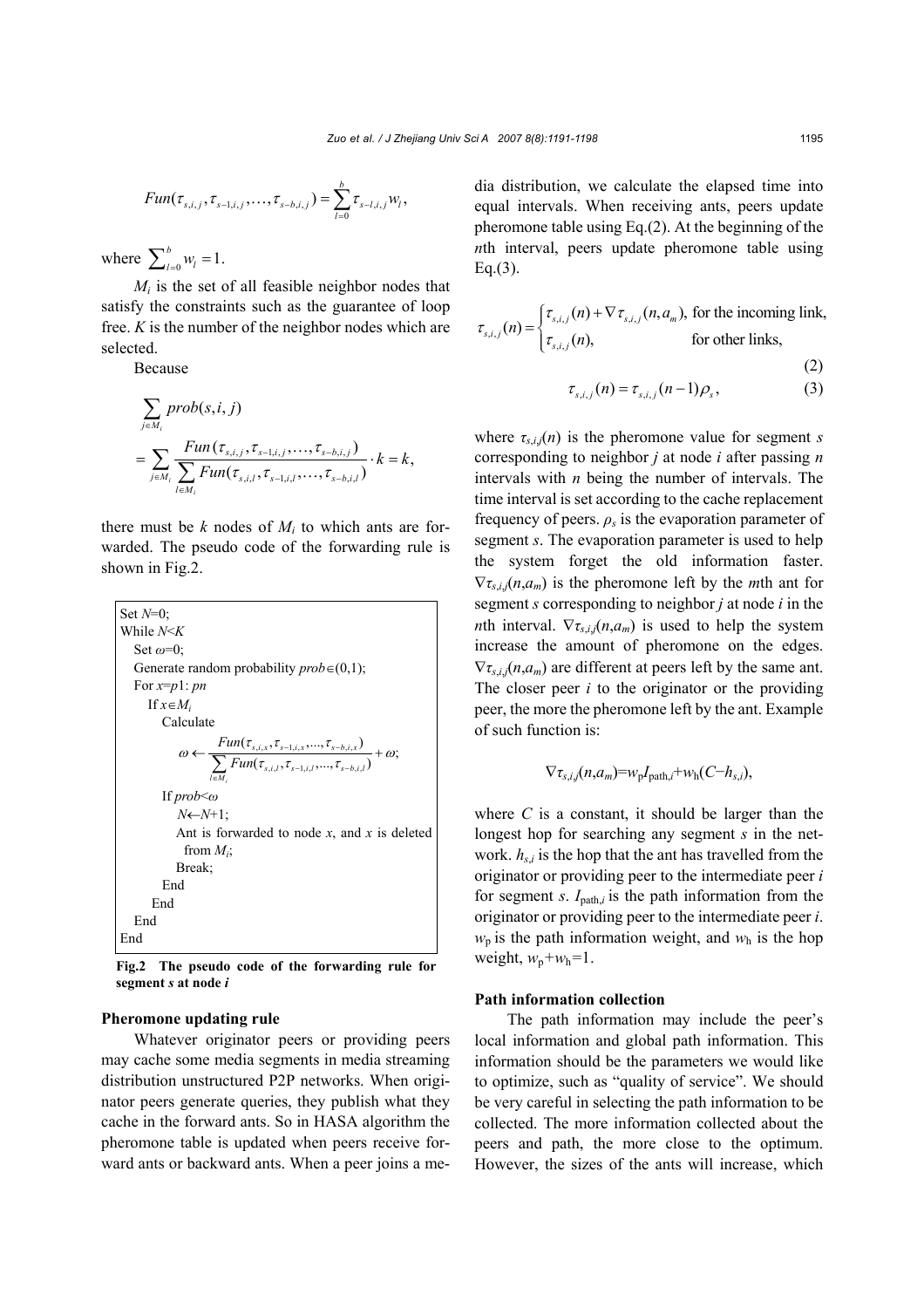$$Fun(\tau_{s,i,j}, \tau_{s-1,i,j}, \ldots, \tau_{s-b,i,j}) = \sum_{l=0}^{b} \tau_{s-l,i,j} w_l,$$

where $\sum_{l=0}^{b} w_l = 1$.

$M_i$ is the set of all feasible neighbor nodes that satisfy the constraints such as the guarantee of loop free. $K$ is the number of the neighbor nodes which are selected.

Because

$$\sum_{j \in M_i} prob(s,i,j) = \sum_{j \in M_i} \frac{Fun(\tau_{s,i,j}, \tau_{s-1,i,j}, \ldots, \tau_{s-b,i,j})}{\sum_{l \in M_i} Fun(\tau_{s,i,l}, \tau_{s-1,i,l}, \ldots, \tau_{s-b,i,l})} \cdot k = k,$$

there must be $k$ nodes of $M_i$ to which ants are forwarded. The pseudo code of the forwarding rule is shown in Fig.2.

```
Set N=0;
While N<K
  Set ω=0;
  Generate random probability prob∈(0,1);
  For x=p1: pn
    If x∈M_i
      Calculate
        ω ← Fun(τ_{s,i,x}, τ_{s−1,i,x},..., τ_{s−b,i,x}) / Σ_{l∈M_i} Fun(τ_{s,i,l}, τ_{s−1,i,l},..., τ_{s−b,i,l}) + ω;
      If prob<ω
        N←N+1;
        Ant is forwarded to node x, and x is deleted
          from M_i;
        Break;
      End
    End
  End
End
```

**Fig.2 The pseudo code of the forwarding rule for segment *s* at node *i***

### Pheromone updating rule

Whatever originator peers or providing peers may cache some media segments in media streaming distribution unstructured P2P networks. When originator peers generate queries, they publish what they cache in the forward ants. So in HASA algorithm the pheromone table is updated when peers receive forward ants or backward ants. When a peer joins a media distribution, we calculate the elapsed time into equal intervals. When receiving ants, peers update pheromone table using Eq.(2). At the beginning of the $n$th interval, peers update pheromone table using Eq.(3).

$$\tau_{s,i,j}(n) = \begin{cases} \tau_{s,i,j}(n) + \nabla\tau_{s,i,j}(n, a_m), & \text{for the incoming link,} \\ \tau_{s,i,j}(n), & \text{for other links,} \end{cases} \tag{2}$$

$$\tau_{s,i,j}(n) = \tau_{s,i,j}(n-1)\rho_s, \tag{3}$$

where $\tau_{s,i,j}(n)$ is the pheromone value for segment $s$ corresponding to neighbor $j$ at node $i$ after passing $n$ intervals with $n$ being the number of intervals. The time interval is set according to the cache replacement frequency of peers. $\rho_s$ is the evaporation parameter of segment $s$. The evaporation parameter is used to help the system forget the old information faster. $\nabla\tau_{s,i,j}(n,a_m)$ is the pheromone left by the $m$th ant for segment $s$ corresponding to neighbor $j$ at node $i$ in the $n$th interval. $\nabla\tau_{s,i,j}(n,a_m)$ is used to help the system increase the amount of pheromone on the edges. $\nabla\tau_{s,i,j}(n,a_m)$ are different at peers left by the same ant. The closer peer $i$ to the originator or the providing peer, the more the pheromone left by the ant. Example of such function is:

$$\nabla\tau_{s,i,j}(n,a_m) = w_p I_{\text{path},i} + w_h(C - h_{s,i}),$$

where $C$ is a constant, it should be larger than the longest hop for searching any segment $s$ in the network. $h_{s,i}$ is the hop that the ant has travelled from the originator or providing peer to the intermediate peer $i$ for segment $s$. $I_{\text{path},i}$ is the path information from the originator or providing peer to the intermediate peer $i$. $w_p$ is the path information weight, and $w_h$ is the hop weight, $w_p + w_h = 1$.

### Path information collection

The path information may include the peer's local information and global path information. This information should be the parameters we would like to optimize, such as "quality of service". We should be very careful in selecting the path information to be collected. The more information collected about the peers and path, the more close to the optimum. However, the sizes of the ants will increase, which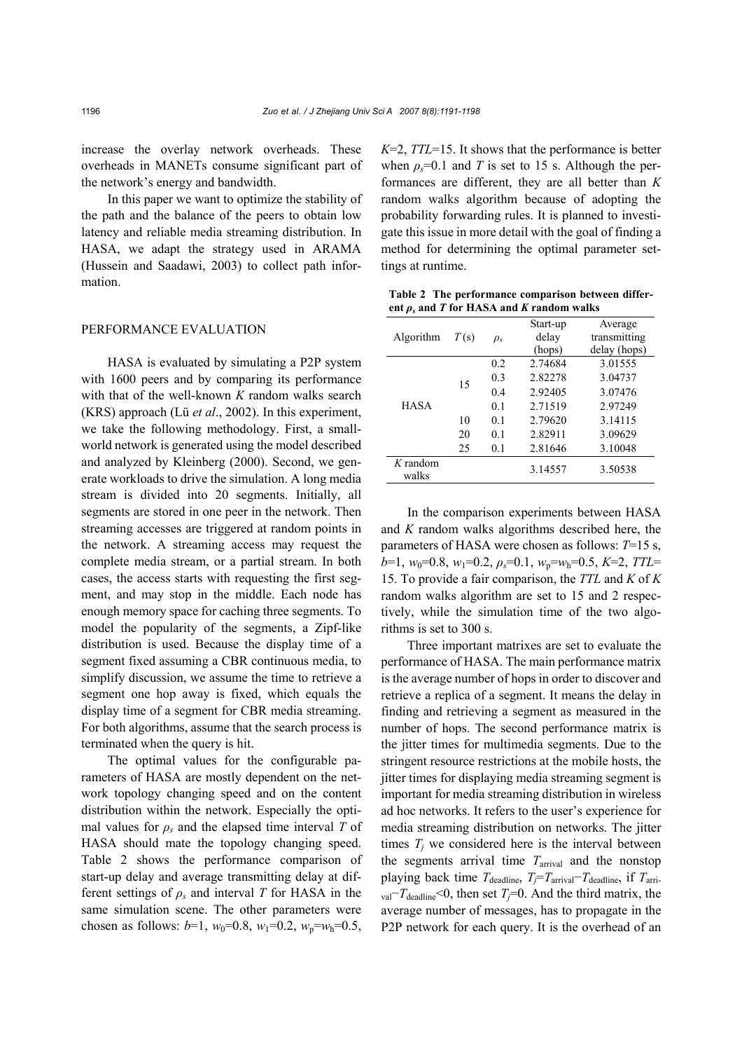increase the overlay network overheads. These overheads in MANETs consume significant part of the network's energy and bandwidth.

In this paper we want to optimize the stability of the path and the balance of the peers to obtain low latency and reliable media streaming distribution. In HASA, we adapt the strategy used in ARAMA (Hussein and Saadawi, 2003) to collect path information.

## PERFORMANCE EVALUATION

HASA is evaluated by simulating a P2P system with 1600 peers and by comparing its performance with that of the well-known *K* random walks search (KRS) approach (Lü *et al*., 2002). In this experiment, we take the following methodology. First, a small-world network is generated using the model described and analyzed by Kleinberg (2000). Second, we generate workloads to drive the simulation. A long media stream is divided into 20 segments. Initially, all segments are stored in one peer in the network. Then streaming accesses are triggered at random points in the network. A streaming access may request the complete media stream, or a partial stream. In both cases, the access starts with requesting the first segment, and may stop in the middle. Each node has enough memory space for caching three segments. To model the popularity of the segments, a Zipf-like distribution is used. Because the display time of a segment fixed assuming a CBR continuous media, to simplify discussion, we assume the time to retrieve a segment one hop away is fixed, which equals the display time of a segment for CBR media streaming. For both algorithms, assume that the search process is terminated when the query is hit.

The optimal values for the configurable parameters of HASA are mostly dependent on the network topology changing speed and on the content distribution within the network. Especially the optimal values for $\rho_s$ and the elapsed time interval $T$ of HASA should mate the topology changing speed. Table 2 shows the performance comparison of start-up delay and average transmitting delay at different settings of $\rho_s$ and interval $T$ for HASA in the same simulation scene. The other parameters were chosen as follows: $b$=1, $w_0$=0.8, $w_1$=0.2, $w_p$=$w_h$=0.5, $K$=2, $TTL$=15. It shows that the performance is better when $\rho_s$=0.1 and $T$ is set to 15 s. Although the performances are different, they are all better than *K* random walks algorithm because of adopting the probability forwarding rules. It is planned to investigate this issue in more detail with the goal of finding a method for determining the optimal parameter settings at runtime.

**Table 2 The performance comparison between different $\rho_s$ and $T$ for HASA and *K* random walks**

| Algorithm | $T$ (s) | $\rho_s$ | Start-up delay (hops) | Average transmitting delay (hops) |
|---|---|---|---|---|
| HASA | 15 | 0.2 | 2.74684 | 3.01555 |
| | | 0.3 | 2.82278 | 3.04737 |
| | | 0.4 | 2.92405 | 3.07476 |
| | | 0.1 | 2.71519 | 2.97249 |
| | 10 | 0.1 | 2.79620 | 3.14115 |
| | 20 | 0.1 | 2.82911 | 3.09629 |
| | 25 | 0.1 | 2.81646 | 3.10048 |
| *K* random walks | | | 3.14557 | 3.50538 |

In the comparison experiments between HASA and *K* random walks algorithms described here, the parameters of HASA were chosen as follows: $T$=15 s, $b$=1, $w_0$=0.8, $w_1$=0.2, $\rho_s$=0.1, $w_p$=$w_h$=0.5, $K$=2, $TTL$=15. To provide a fair comparison, the $TTL$ and $K$ of *K* random walks algorithm are set to 15 and 2 respectively, while the simulation time of the two algorithms is set to 300 s.

Three important matrixes are set to evaluate the performance of HASA. The main performance matrix is the average number of hops in order to discover and retrieve a replica of a segment. It means the delay in finding and retrieving a segment as measured in the number of hops. The second performance matrix is the jitter times for multimedia segments. Due to the stringent resource restrictions at the mobile hosts, the jitter times for displaying media streaming segment is important for media streaming distribution in wireless ad hoc networks. It refers to the user's experience for media streaming distribution on networks. The jitter times $T_j$ we considered here is the interval between the segments arrival time $T_{\text{arrival}}$ and the nonstop playing back time $T_{\text{deadline}}$, $T_j$=$T_{\text{arrival}}$−$T_{\text{deadline}}$, if $T_{\text{arrival}}$−$T_{\text{deadline}}$<0, then set $T_j$=0. And the third matrix, the average number of messages, has to propagate in the P2P network for each query. It is the overhead of an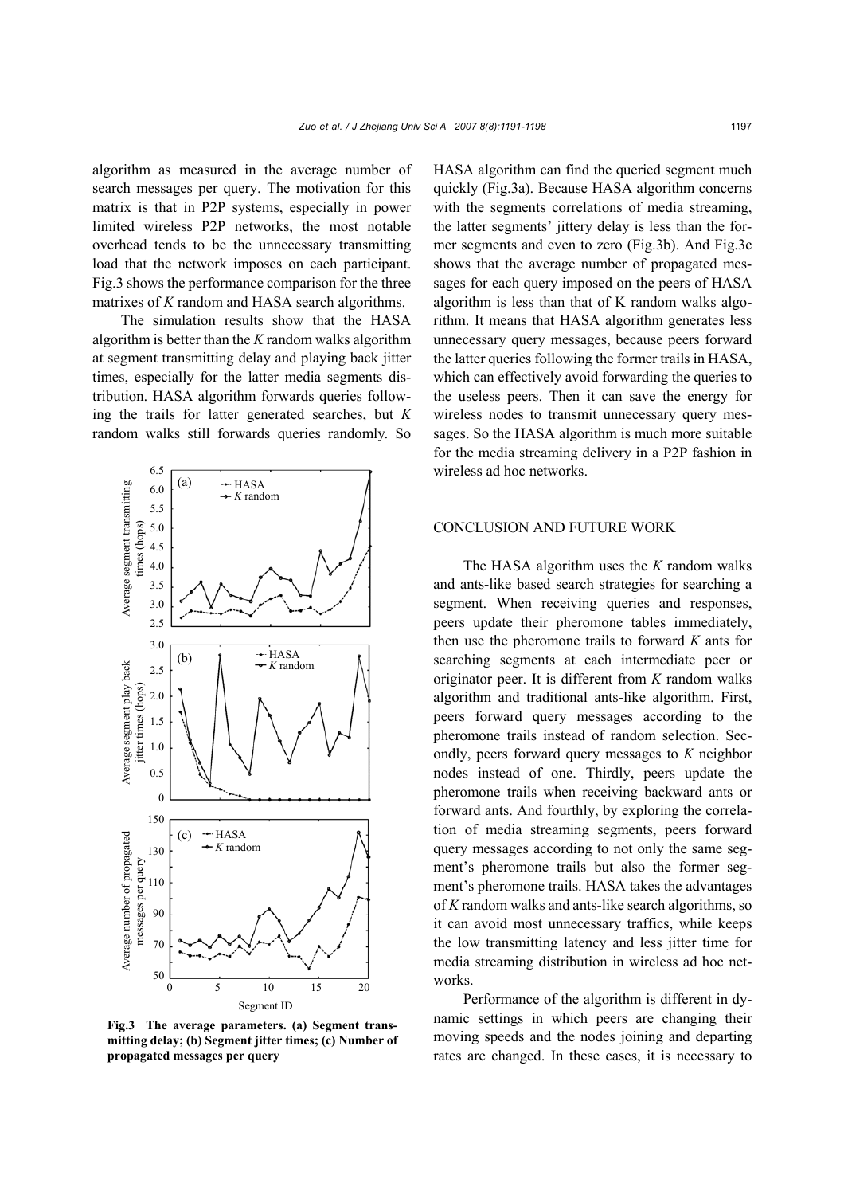algorithm as measured in the average number of search messages per query. The motivation for this matrix is that in P2P systems, especially in power limited wireless P2P networks, the most notable overhead tends to be the unnecessary transmitting load that the network imposes on each participant. Fig.3 shows the performance comparison for the three matrixes of *K* random and HASA search algorithms.

The simulation results show that the HASA algorithm is better than the *K* random walks algorithm at segment transmitting delay and playing back jitter times, especially for the latter media segments distribution. HASA algorithm forwards queries following the trails for latter generated searches, but *K* random walks still forwards queries randomly. So HASA algorithm can find the queried segment much quickly (Fig.3a). Because HASA algorithm concerns with the segments correlations of media streaming, the latter segments' jittery delay is less than the former segments and even to zero (Fig.3b). And Fig.3c shows that the average number of propagated messages for each query imposed on the peers of HASA algorithm is less than that of K random walks algorithm. It means that HASA algorithm generates less unnecessary query messages, because peers forward the latter queries following the former trails in HASA, which can effectively avoid forwarding the queries to the useless peers. Then it can save the energy for wireless nodes to transmit unnecessary query messages. So the HASA algorithm is much more suitable for the media streaming delivery in a P2P fashion in wireless ad hoc networks.

**Fig.3 The average parameters. (a) Segment transmitting delay; (b) Segment jitter times; (c) Number of propagated messages per query**

## CONCLUSION AND FUTURE WORK

The HASA algorithm uses the *K* random walks and ants-like based search strategies for searching a segment. When receiving queries and responses, peers update their pheromone tables immediately, then use the pheromone trails to forward *K* ants for searching segments at each intermediate peer or originator peer. It is different from *K* random walks algorithm and traditional ants-like algorithm. First, peers forward query messages according to the pheromone trails instead of random selection. Secondly, peers forward query messages to *K* neighbor nodes instead of one. Thirdly, peers update the pheromone trails when receiving backward ants or forward ants. And fourthly, by exploring the correlation of media streaming segments, peers forward query messages according to not only the same segment's pheromone trails but also the former segment's pheromone trails. HASA takes the advantages of *K* random walks and ants-like search algorithms, so it can avoid most unnecessary traffics, while keeps the low transmitting latency and less jitter time for media streaming distribution in wireless ad hoc networks.

Performance of the algorithm is different in dynamic settings in which peers are changing their moving speeds and the nodes joining and departing rates are changed. In these cases, it is necessary to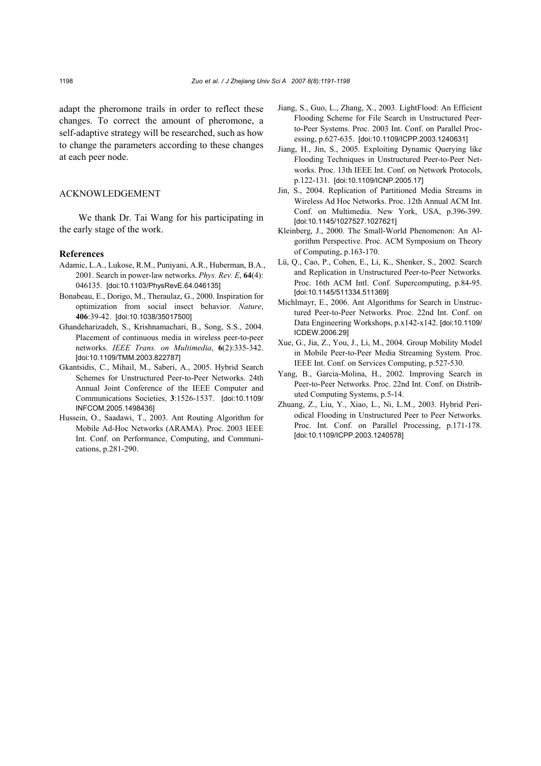adapt the pheromone trails in order to reflect these changes. To correct the amount of pheromone, a self-adaptive strategy will be researched, such as how to change the parameters according to these changes at each peer node.

## ACKNOWLEDGEMENT

We thank Dr. Tai Wang for his participating in the early stage of the work.

## References

Adamic, L.A., Lukose, R.M., Puniyani, A.R., Huberman, B.A., 2001. Search in power-law networks. *Phys. Rev. E*, **64**(4): 046135. [doi:10.1103/PhysRevE.64.046135]

Bonabeau, E., Dorigo, M., Theraulaz, G., 2000. Inspiration for optimization from social insect behavior. *Nature*, **406**:39-42. [doi:10.1038/35017500]

Ghandeharizadeh, S., Krishnamachari, B., Song, S.S., 2004. Placement of continuous media in wireless peer-to-peer networks. *IEEE Trans. on Multimedia*, **6**(2):335-342. [doi:10.1109/TMM.2003.822787]

Gkantsidis, C., Mihail, M., Saberi, A., 2005. Hybrid Search Schemes for Unstructured Peer-to-Peer Networks. 24th Annual Joint Conference of the IEEE Computer and Communications Societies, **3**:1526-1537. [doi:10.1109/INFCOM.2005.1498436]

Hussein, O., Saadawi, T., 2003. Ant Routing Algorithm for Mobile Ad-Hoc Networks (ARAMA). Proc. 2003 IEEE Int. Conf. on Performance, Computing, and Communications, p.281-290.

Jiang, S., Guo, L., Zhang, X., 2003. LightFlood: An Efficient Flooding Scheme for File Search in Unstructured Peer-to-Peer Systems. Proc. 2003 Int. Conf. on Parallel Processing, p.627-635. [doi:10.1109/ICPP.2003.1240631]

Jiang, H., Jin, S., 2005. Exploiting Dynamic Querying like Flooding Techniques in Unstructured Peer-to-Peer Networks. Proc. 13th IEEE Int. Conf. on Network Protocols, p.122-131. [doi:10.1109/ICNP.2005.17]

Jin, S., 2004. Replication of Partitioned Media Streams in Wireless Ad Hoc Networks. Proc. 12th Annual ACM Int. Conf. on Multimedia. New York, USA, p.396-399. [doi:10.1145/1027527.1027621]

Kleinberg, J., 2000. The Small-World Phenomenon: An Algorithm Perspective. Proc. ACM Symposium on Theory of Computing, p.163-170.

Lü, Q., Cao, P., Cohen, E., Li, K., Shenker, S., 2002. Search and Replication in Unstructured Peer-to-Peer Networks. Proc. 16th ACM Intl. Conf. Supercomputing, p.84-95. [doi:10.1145/511334.511369]

Michlmayr, E., 2006. Ant Algorithms for Search in Unstructured Peer-to-Peer Networks. Proc. 22nd Int. Conf. on Data Engineering Workshops, p.x142-x142. [doi:10.1109/ICDEW.2006.29]

Xue, G., Jia, Z., You, J., Li, M., 2004. Group Mobility Model in Mobile Peer-to-Peer Media Streaming System. Proc. IEEE Int. Conf. on Services Computing, p.527-530.

Yang, B., Garcia-Molina, H., 2002. Improving Search in Peer-to-Peer Networks. Proc. 22nd Int. Conf. on Distributed Computing Systems, p.5-14.

Zhuang, Z., Liu, Y., Xiao, L., Ni, L.M., 2003. Hybrid Periodical Flooding in Unstructured Peer to Peer Networks. Proc. Int. Conf. on Parallel Processing, p.171-178. [doi:10.1109/ICPP.2003.1240578]